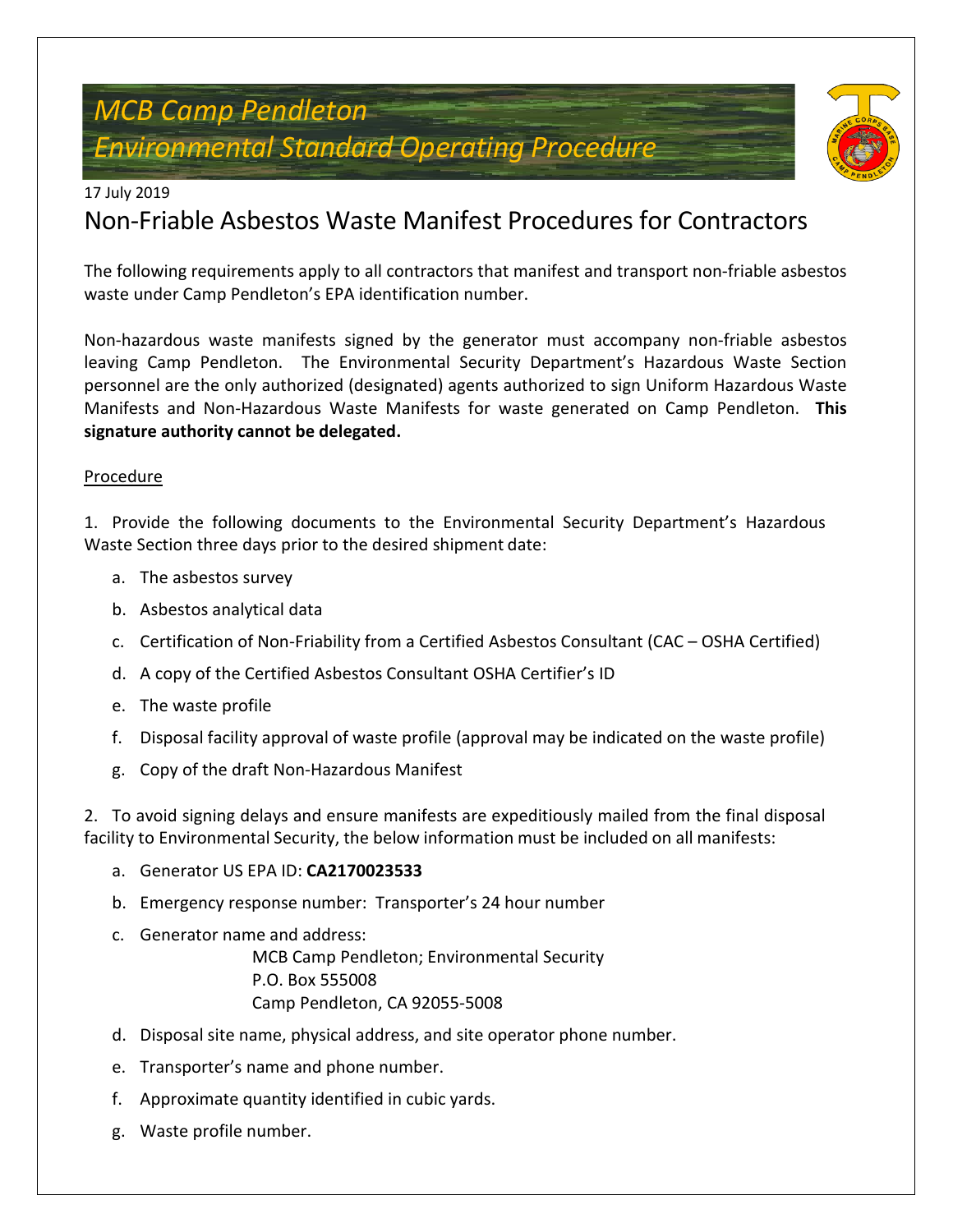*MCB Camp Pendleton*

*Environmental Standard Operating Procedure*

17 July 2019

# Non-Friable Asbestos Waste Manifest Procedures for Contractors

The following requirements apply to all contractors that manifest and transport non-friable asbestos waste under Camp Pendleton's EPA identification number.

Non-hazardous waste manifests signed by the generator must accompany non-friable asbestos leaving Camp Pendleton. The Environmental Security Department's Hazardous Waste Section personnel are the only authorized (designated) agents authorized to sign Uniform Hazardous Waste Manifests and Non-Hazardous Waste Manifests for waste generated on Camp Pendleton. **This signature authority cannot be delegated.**

## Procedure

1. Provide the following documents to the Environmental Security Department's Hazardous Waste Section three days prior to the desired shipment date:

   a. The asbestos survey

   b. Asbestos analytical data

   c. Certification of Non-Friability from a Certified Asbestos Consultant (CAC – OSHA Certified)

   d. A copy of the Certified Asbestos Consultant OSHA Certifier's ID

   e. The waste profile

   f. Disposal facility approval of waste profile (approval may be indicated on the waste profile)

   g. Copy of the draft Non-Hazardous Manifest

2. To avoid signing delays and ensure manifests are expeditiously mailed from the final disposal facility to Environmental Security, the below information must be included on all manifests:

   a. Generator US EPA ID: **CA2170023533**

   b. Emergency response number: Transporter's 24 hour number

   c. Generator name and address:
      MCB Camp Pendleton; Environmental Security
      P.O. Box 555008
      Camp Pendleton, CA 92055-5008

   d. Disposal site name, physical address, and site operator phone number.

   e. Transporter's name and phone number.

   f. Approximate quantity identified in cubic yards.

   g. Waste profile number.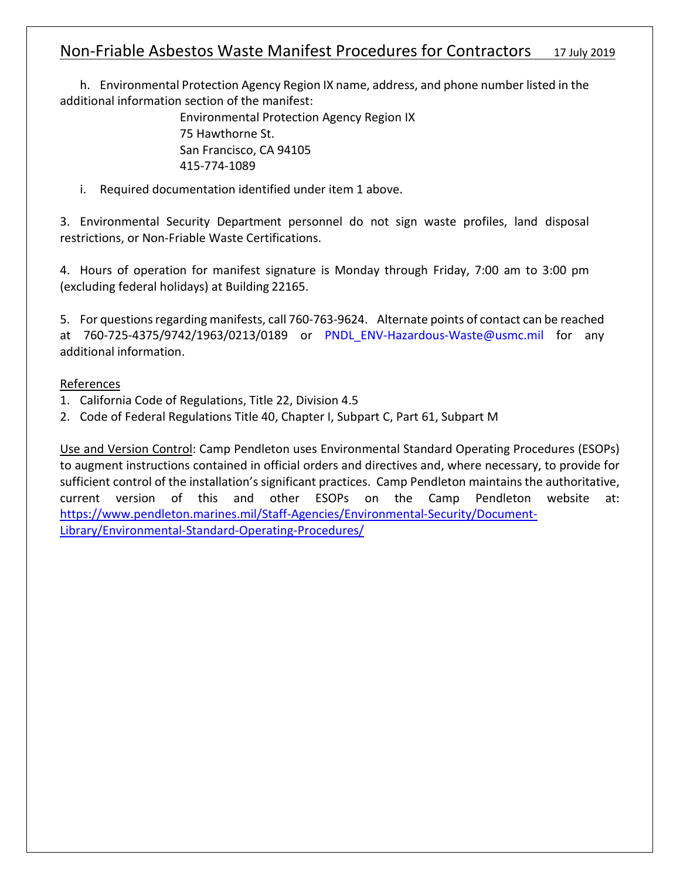h. Environmental Protection Agency Region IX name, address, and phone number listed in the additional information section of the manifest:

Environmental Protection Agency Region IX
75 Hawthorne St.
San Francisco, CA 94105
415-774-1089

i. Required documentation identified under item 1 above.

3. Environmental Security Department personnel do not sign waste profiles, land disposal restrictions, or Non-Friable Waste Certifications.

4. Hours of operation for manifest signature is Monday through Friday, 7:00 am to 3:00 pm (excluding federal holidays) at Building 22165.

5. For questions regarding manifests, call 760-763-9624. Alternate points of contact can be reached at 760-725-4375/9742/1963/0213/0189 or PNDL_ENV-Hazardous-Waste@usmc.mil for any additional information.

References

1. California Code of Regulations, Title 22, Division 4.5
2. Code of Federal Regulations Title 40, Chapter I, Subpart C, Part 61, Subpart M

Use and Version Control: Camp Pendleton uses Environmental Standard Operating Procedures (ESOPs) to augment instructions contained in official orders and directives and, where necessary, to provide for sufficient control of the installation's significant practices. Camp Pendleton maintains the authoritative, current version of this and other ESOPs on the Camp Pendleton website at: https://www.pendleton.marines.mil/Staff-Agencies/Environmental-Security/Document-Library/Environmental-Standard-Operating-Procedures/